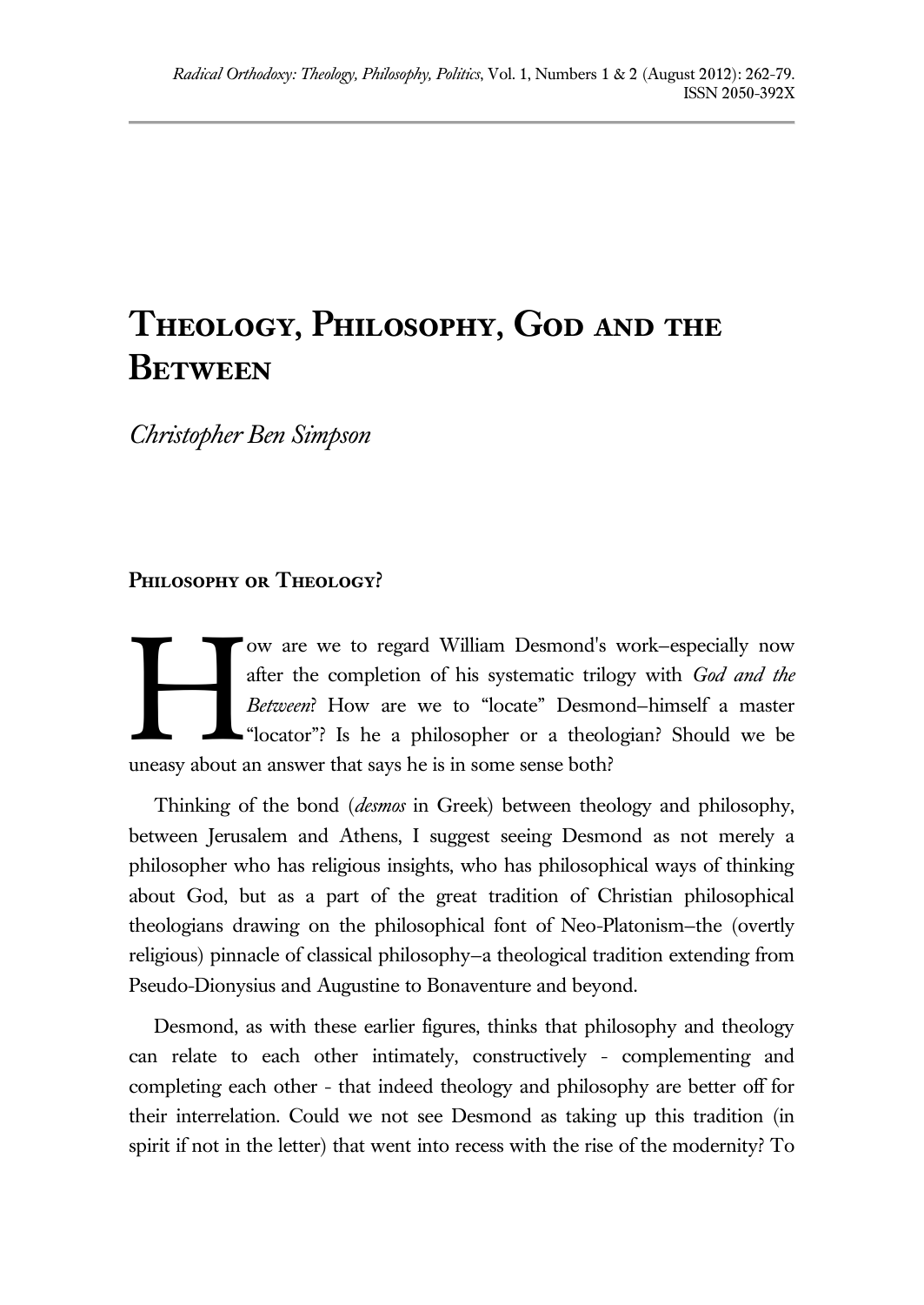# Theology, Philosophy, God and the Between

*Christopher Ben Simpson*

## Philosophy or Theology?

How are we to regard William Desmond's work–especially now after the completion of his systematic trilogy with *God and the Between*? How are we to "locate" Desmond–himself a master "locator"? Is he a philosopher or a theologian? Should we be uneasy about an answer that says he is in some sense both?

Thinking of the bond (*desmos* in Greek) between theology and philosophy, between Jerusalem and Athens, I suggest seeing Desmond as not merely a philosopher who has religious insights, who has philosophical ways of thinking about God, but as a part of the great tradition of Christian philosophical theologians drawing on the philosophical font of Neo-Platonism–the (overtly religious) pinnacle of classical philosophy–a theological tradition extending from Pseudo-Dionysius and Augustine to Bonaventure and beyond.

Desmond, as with these earlier figures, thinks that philosophy and theology can relate to each other intimately, constructively - complementing and completing each other - that indeed theology and philosophy are better off for their interrelation. Could we not see Desmond as taking up this tradition (in spirit if not in the letter) that went into recess with the rise of the modernity? To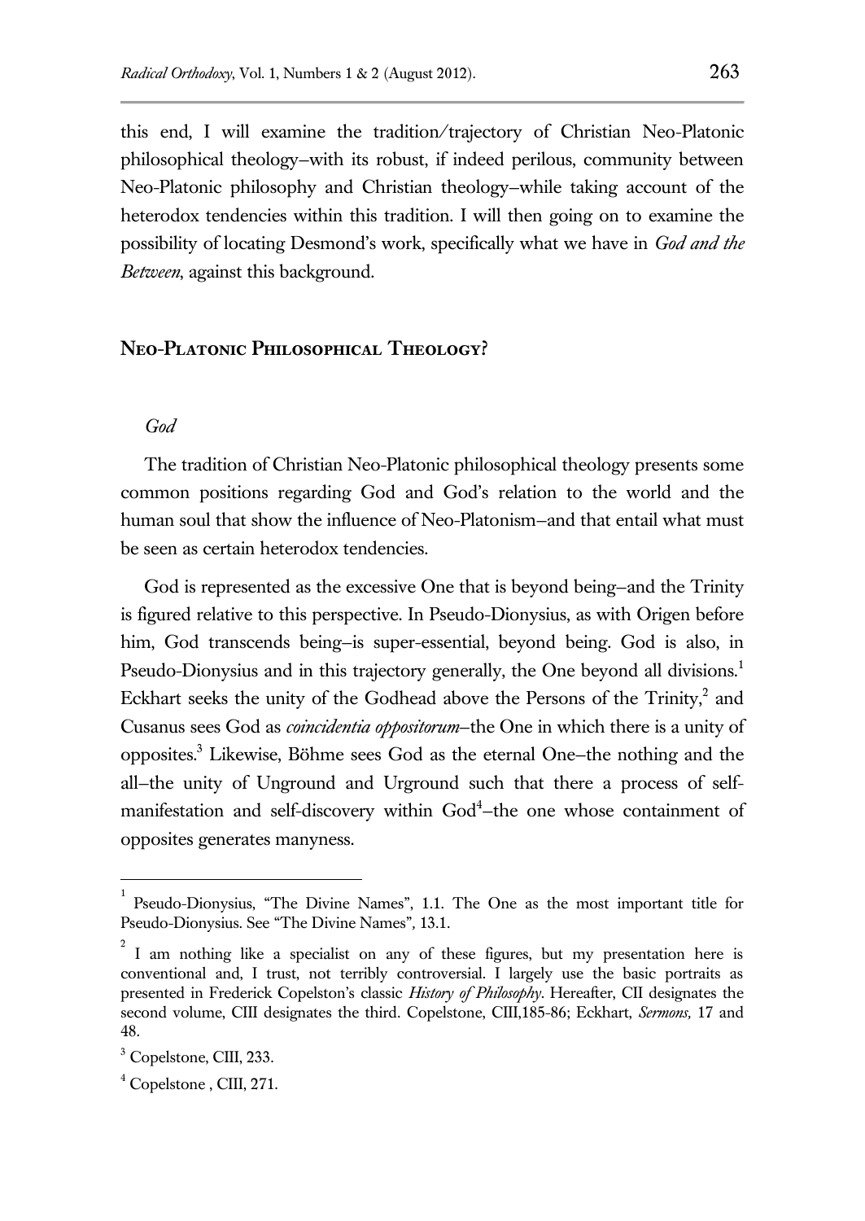this end, I will examine the tradition/trajectory of Christian Neo-Platonic philosophical theology—with its robust, if indeed perilous, community between Neo-Platonic philosophy and Christian theology—while taking account of the heterodox tendencies within this tradition. I will then going on to examine the possibility of locating Desmond's work, specifically what we have in *God and the Between*, against this background.

## Neo-Platonic Philosophical Theology?

### *God*

The tradition of Christian Neo-Platonic philosophical theology presents some common positions regarding God and God's relation to the world and the human soul that show the influence of Neo-Platonism—and that entail what must be seen as certain heterodox tendencies.

God is represented as the excessive One that is beyond being—and the Trinity is figured relative to this perspective. In Pseudo-Dionysius, as with Origen before him, God transcends being—is super-essential, beyond being. God is also, in Pseudo-Dionysius and in this trajectory generally, the One beyond all divisions.[1] Eckhart seeks the unity of the Godhead above the Persons of the Trinity,[2] and Cusanus sees God as *coincidentia oppositorum*—the One in which there is a unity of opposites.[3] Likewise, Böhme sees God as the eternal One—the nothing and the all—the unity of Unground and Urground such that there a process of self-manifestation and self-discovery within God[4]—the one whose containment of opposites generates manyness.

---

[1] Pseudo-Dionysius, "The Divine Names", 1.1. The One as the most important title for Pseudo-Dionysius. See "The Divine Names"*,* 13.1.

[2] I am nothing like a specialist on any of these figures, but my presentation here is conventional and, I trust, not terribly controversial. I largely use the basic portraits as presented in Frederick Copelston's classic *History of Philosophy*. Hereafter, CII designates the second volume, CIII designates the third. Copelstone, CIII,185-86; Eckhart, *Sermons,* 17 and 48.

[3] Copelstone, CIII, 233.

[4] Copelstone , CIII, 271.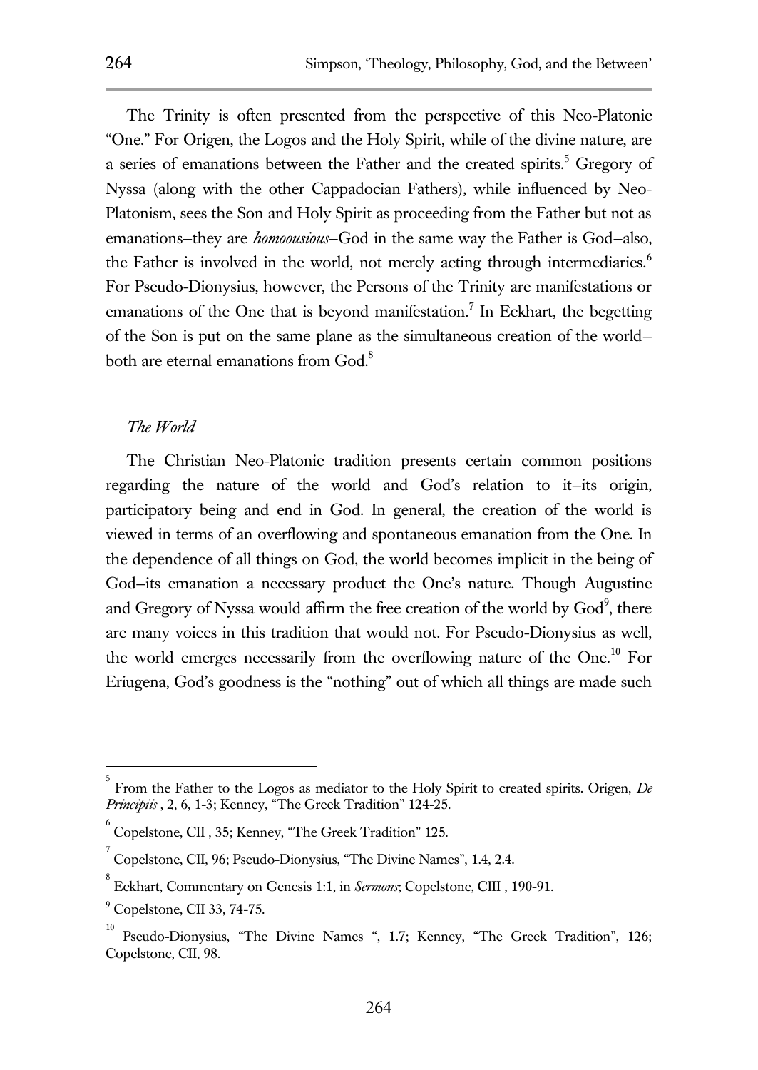The Trinity is often presented from the perspective of this Neo-Platonic "One." For Origen, the Logos and the Holy Spirit, while of the divine nature, are a series of emanations between the Father and the created spirits.[5] Gregory of Nyssa (along with the other Cappadocian Fathers), while influenced by Neo-Platonism, sees the Son and Holy Spirit as proceeding from the Father but not as emanations–they are *homoousious*–God in the same way the Father is God–also, the Father is involved in the world, not merely acting through intermediaries.[6] For Pseudo-Dionysius, however, the Persons of the Trinity are manifestations or emanations of the One that is beyond manifestation.[7] In Eckhart, the begetting of the Son is put on the same plane as the simultaneous creation of the world–both are eternal emanations from God.[8]

### *The World*

The Christian Neo-Platonic tradition presents certain common positions regarding the nature of the world and God's relation to it–its origin, participatory being and end in God. In general, the creation of the world is viewed in terms of an overflowing and spontaneous emanation from the One. In the dependence of all things on God, the world becomes implicit in the being of God–its emanation a necessary product the One's nature. Though Augustine and Gregory of Nyssa would affirm the free creation of the world by God[9], there are many voices in this tradition that would not. For Pseudo-Dionysius as well, the world emerges necessarily from the overflowing nature of the One.[10] For Eriugena, God's goodness is the "nothing" out of which all things are made such

---

[5] From the Father to the Logos as mediator to the Holy Spirit to created spirits. Origen, *De Principiis* , 2, 6, 1-3; Kenney, "The Greek Tradition" 124-25.

[6] Copelstone, CII , 35; Kenney, "The Greek Tradition" 125.

[7] Copelstone, CII, 96; Pseudo-Dionysius, "The Divine Names", 1.4, 2.4.

[8] Eckhart, Commentary on Genesis 1:1, in *Sermons*; Copelstone, CIII , 190-91.

[9] Copelstone, CII 33, 74-75.

[10] Pseudo-Dionysius, "The Divine Names ", 1.7; Kenney, "The Greek Tradition", 126; Copelstone, CII, 98.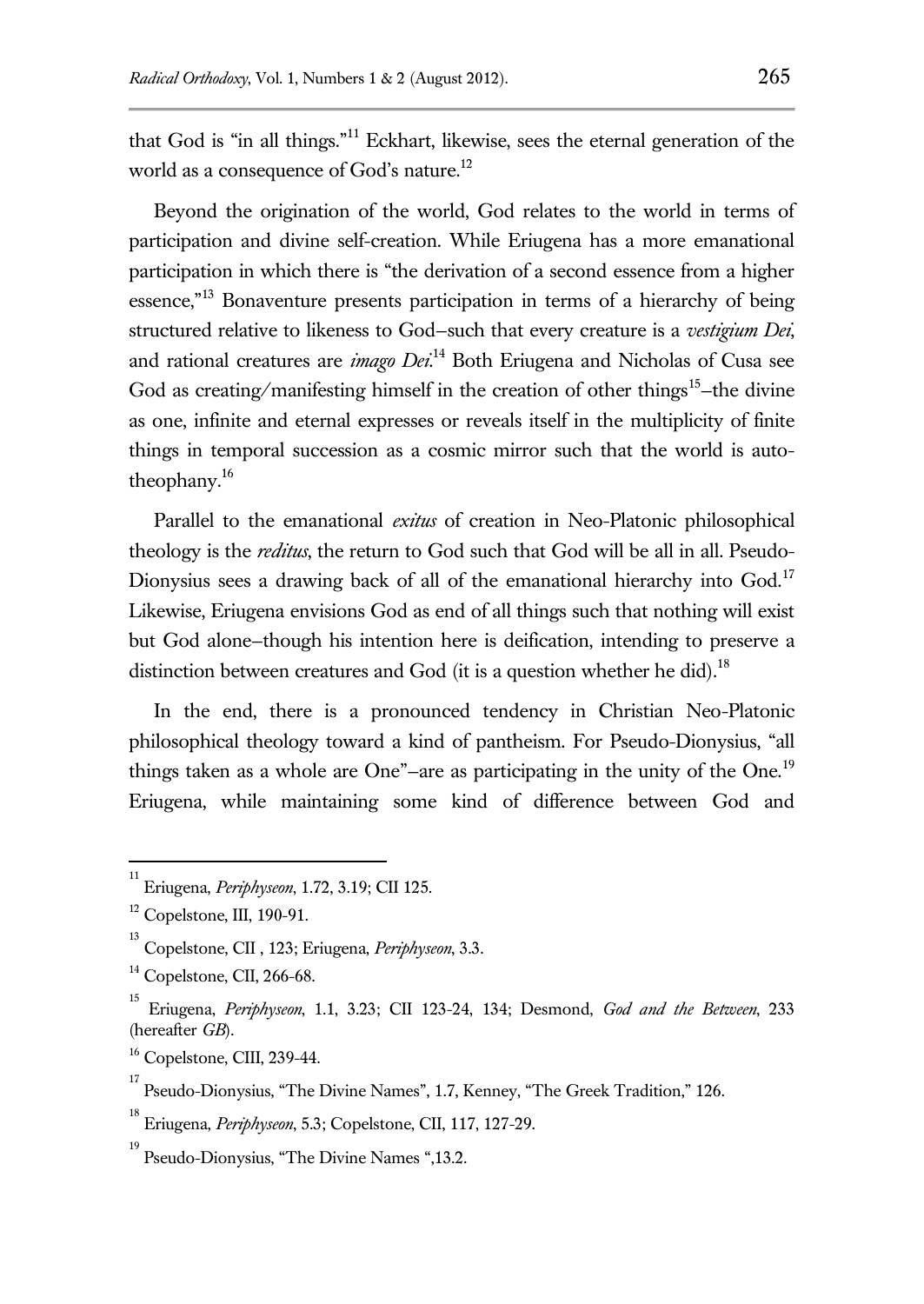that God is "in all things."[11] Eckhart, likewise, sees the eternal generation of the world as a consequence of God's nature.[12]

Beyond the origination of the world, God relates to the world in terms of participation and divine self-creation. While Eriugena has a more emanational participation in which there is "the derivation of a second essence from a higher essence,"[13] Bonaventure presents participation in terms of a hierarchy of being structured relative to likeness to God–such that every creature is a *vestigium Dei*, and rational creatures are *imago Dei*.[14] Both Eriugena and Nicholas of Cusa see God as creating/manifesting himself in the creation of other things[15]–the divine as one, infinite and eternal expresses or reveals itself in the multiplicity of finite things in temporal succession as a cosmic mirror such that the world is auto-theophany.[16]

Parallel to the emanational *exitus* of creation in Neo-Platonic philosophical theology is the *reditus*, the return to God such that God will be all in all. Pseudo-Dionysius sees a drawing back of all of the emanational hierarchy into God.[17] Likewise, Eriugena envisions God as end of all things such that nothing will exist but God alone–though his intention here is deification, intending to preserve a distinction between creatures and God (it is a question whether he did).[18]

In the end, there is a pronounced tendency in Christian Neo-Platonic philosophical theology toward a kind of pantheism. For Pseudo-Dionysius, "all things taken as a whole are One"–are as participating in the unity of the One.[19] Eriugena, while maintaining some kind of difference between God and

---

[11] Eriugena, *Periphyseon*, 1.72, 3.19; CII 125.

[12] Copelstone, III, 190-91.

[13] Copelstone, CII , 123; Eriugena, *Periphyseon*, 3.3.

[14] Copelstone, CII, 266-68.

[15] Eriugena, *Periphyseon*, 1.1, 3.23; CII 123-24, 134; Desmond, *God and the Between*, 233 (hereafter *GB*).

[16] Copelstone, CIII, 239-44.

[17] Pseudo-Dionysius, "The Divine Names", 1.7, Kenney, "The Greek Tradition," 126.

[18] Eriugena, *Periphyseon*, 5.3; Copelstone, CII, 117, 127-29.

[19] Pseudo-Dionysius, "The Divine Names ",13.2.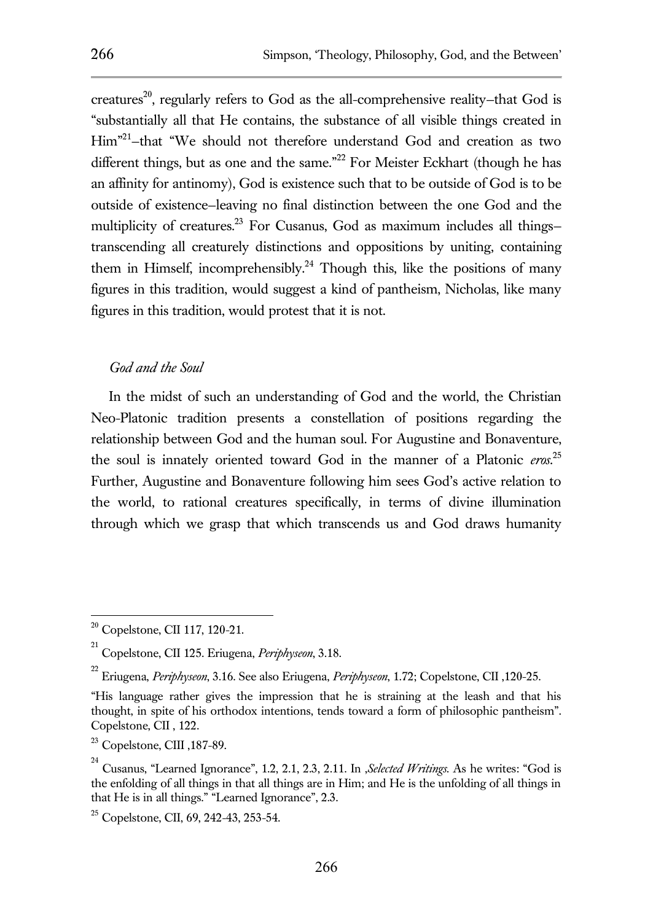creatures[20], regularly refers to God as the all-comprehensive reality–that God is "substantially all that He contains, the substance of all visible things created in Him"[21]–that "We should not therefore understand God and creation as two different things, but as one and the same."[22] For Meister Eckhart (though he has an affinity for antinomy), God is existence such that to be outside of God is to be outside of existence–leaving no final distinction between the one God and the multiplicity of creatures.[23] For Cusanus, God as maximum includes all things–transcending all creaturely distinctions and oppositions by uniting, containing them in Himself, incomprehensibly.[24] Though this, like the positions of many figures in this tradition, would suggest a kind of pantheism, Nicholas, like many figures in this tradition, would protest that it is not.

### *God and the Soul*

In the midst of such an understanding of God and the world, the Christian Neo-Platonic tradition presents a constellation of positions regarding the relationship between God and the human soul. For Augustine and Bonaventure, the soul is innately oriented toward God in the manner of a Platonic *eros*.[25] Further, Augustine and Bonaventure following him sees God's active relation to the world, to rational creatures specifically, in terms of divine illumination through which we grasp that which transcends us and God draws humanity

---

[20] Copelstone, CII 117, 120-21.

[21] Copelstone, CII 125. Eriugena, *Periphyseon*, 3.18.

[22] Eriugena, *Periphyseon*, 3.16. See also Eriugena, *Periphyseon*, 1.72; Copelstone, CII ,120-25.

"His language rather gives the impression that he is straining at the leash and that his thought, in spite of his orthodox intentions, tends toward a form of philosophic pantheism". Copelstone, CII , 122.

[23] Copelstone, CIII ,187-89.

[24] Cusanus, "Learned Ignorance", 1.2, 2.1, 2.3, 2.11. In ,*Selected Writings*. As he writes: "God is the enfolding of all things in that all things are in Him; and He is the unfolding of all things in that He is in all things." "Learned Ignorance", 2.3.

[25] Copelstone, CII, 69, 242-43, 253-54.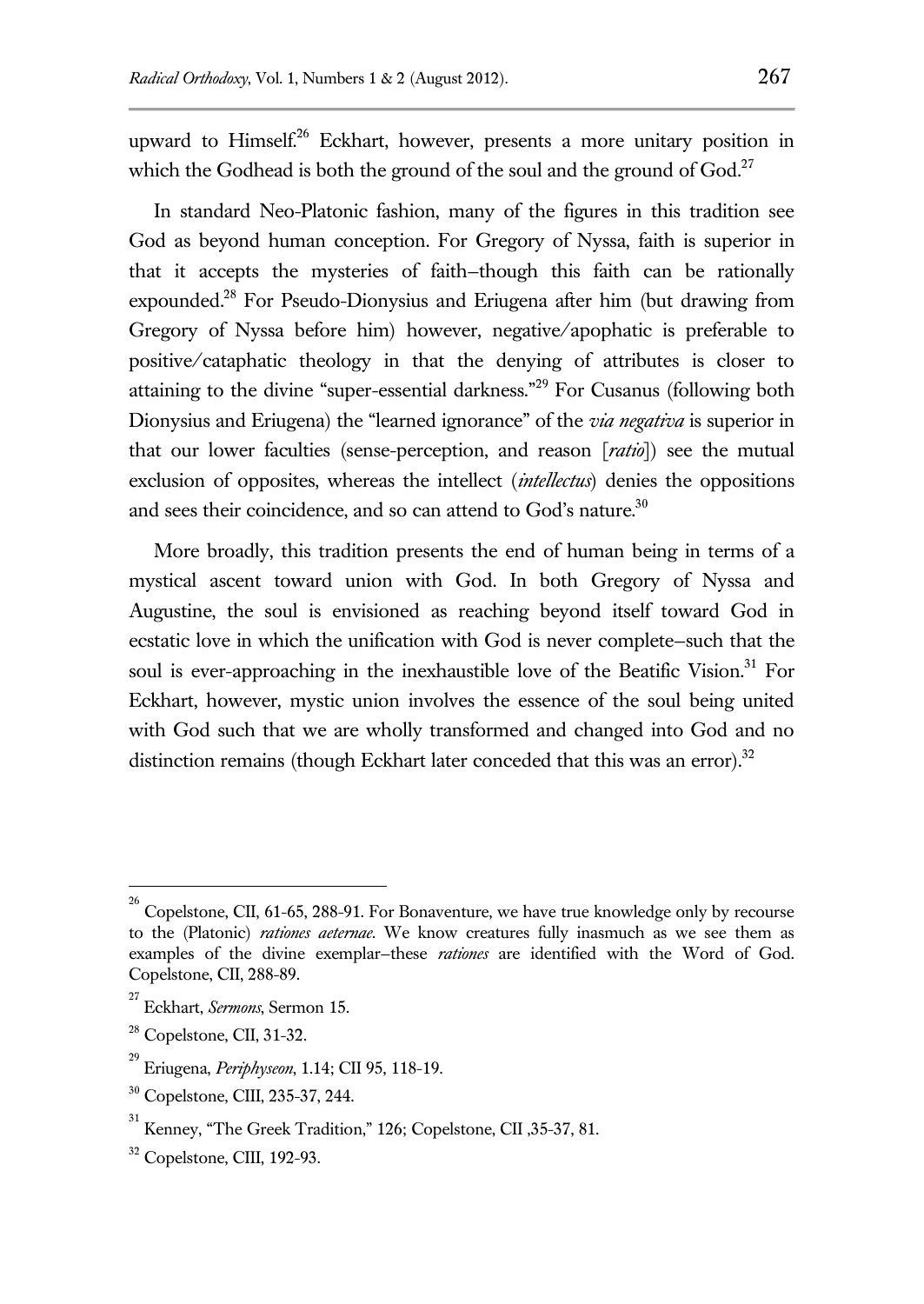upward to Himself.[26] Eckhart, however, presents a more unitary position in which the Godhead is both the ground of the soul and the ground of God.[27]

In standard Neo-Platonic fashion, many of the figures in this tradition see God as beyond human conception. For Gregory of Nyssa, faith is superior in that it accepts the mysteries of faith—though this faith can be rationally expounded.[28] For Pseudo-Dionysius and Eriugena after him (but drawing from Gregory of Nyssa before him) however, negative/apophatic is preferable to positive/cataphatic theology in that the denying of attributes is closer to attaining to the divine "super-essential darkness."[29] For Cusanus (following both Dionysius and Eriugena) the "learned ignorance" of the *via negativa* is superior in that our lower faculties (sense-perception, and reason [*ratio*]) see the mutual exclusion of opposites, whereas the intellect (*intellectus*) denies the oppositions and sees their coincidence, and so can attend to God's nature.[30]

More broadly, this tradition presents the end of human being in terms of a mystical ascent toward union with God. In both Gregory of Nyssa and Augustine, the soul is envisioned as reaching beyond itself toward God in ecstatic love in which the unification with God is never complete—such that the soul is ever-approaching in the inexhaustible love of the Beatific Vision.[31] For Eckhart, however, mystic union involves the essence of the soul being united with God such that we are wholly transformed and changed into God and no distinction remains (though Eckhart later conceded that this was an error).[32]

---

[26] Copelstone, CII, 61-65, 288-91. For Bonaventure, we have true knowledge only by recourse to the (Platonic) *rationes aeternae*. We know creatures fully inasmuch as we see them as examples of the divine exemplar—these *rationes* are identified with the Word of God. Copelstone, CII, 288-89.

[27] Eckhart, *Sermons*, Sermon 15.

[28] Copelstone, CII, 31-32.

[29] Eriugena, *Periphyseon*, 1.14; CII 95, 118-19.

[30] Copelstone, CIII, 235-37, 244.

[31] Kenney, "The Greek Tradition," 126; Copelstone, CII ,35-37, 81.

[32] Copelstone, CIII, 192-93.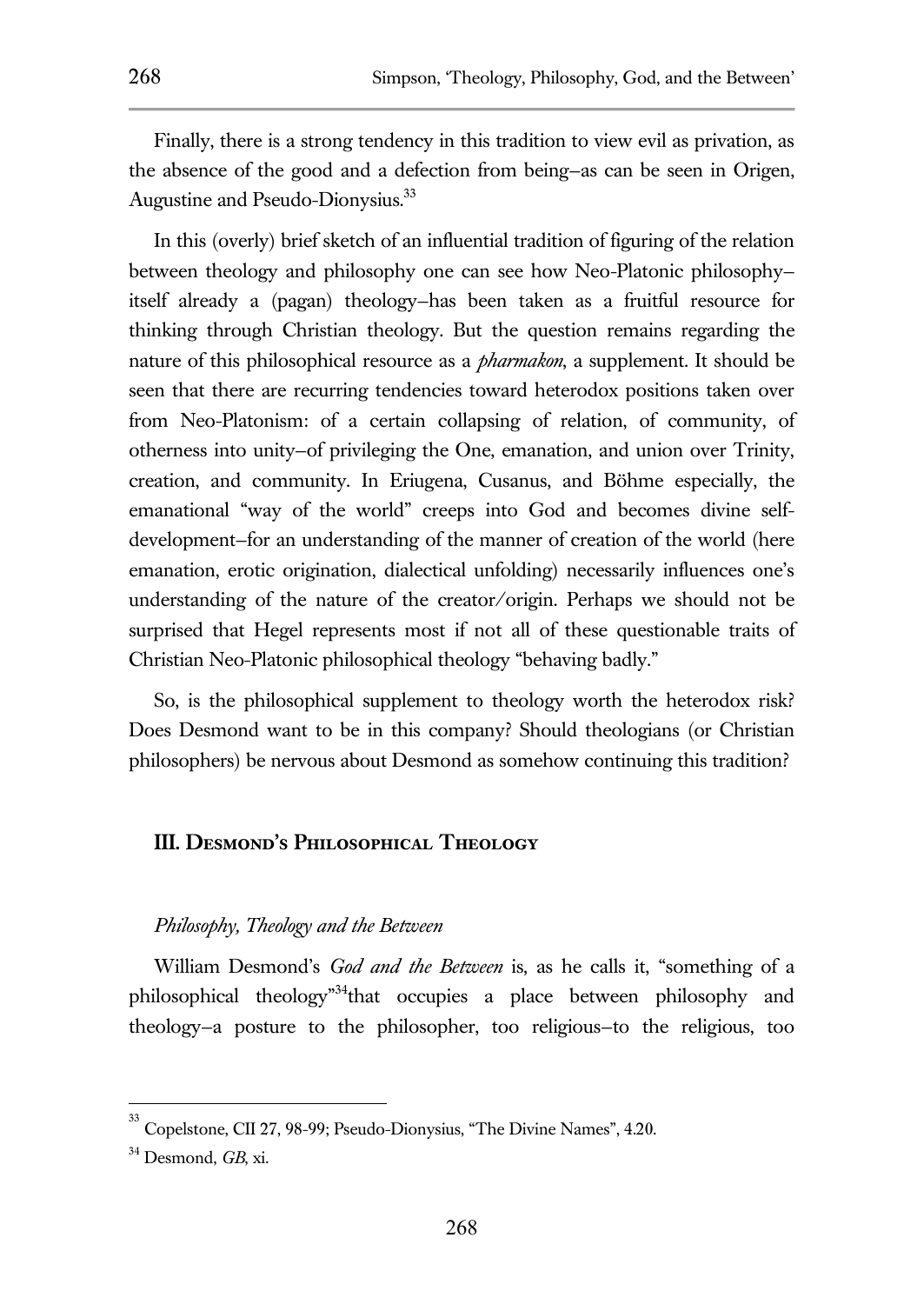Finally, there is a strong tendency in this tradition to view evil as privation, as the absence of the good and a defection from being—as can be seen in Origen, Augustine and Pseudo-Dionysius.[33]

In this (overly) brief sketch of an influential tradition of figuring of the relation between theology and philosophy one can see how Neo-Platonic philosophy—itself already a (pagan) theology—has been taken as a fruitful resource for thinking through Christian theology. But the question remains regarding the nature of this philosophical resource as a *pharmakon*, a supplement. It should be seen that there are recurring tendencies toward heterodox positions taken over from Neo-Platonism: of a certain collapsing of relation, of community, of otherness into unity—of privileging the One, emanation, and union over Trinity, creation, and community. In Eriugena, Cusanus, and Böhme especially, the emanational "way of the world" creeps into God and becomes divine self-development—for an understanding of the manner of creation of the world (here emanation, erotic origination, dialectical unfolding) necessarily influences one's understanding of the nature of the creator/origin. Perhaps we should not be surprised that Hegel represents most if not all of these questionable traits of Christian Neo-Platonic philosophical theology "behaving badly."

So, is the philosophical supplement to theology worth the heterodox risk? Does Desmond want to be in this company? Should theologians (or Christian philosophers) be nervous about Desmond as somehow continuing this tradition?

## III. Desmond's Philosophical Theology

### *Philosophy, Theology and the Between*

William Desmond's *God and the Between* is, as he calls it, "something of a philosophical theology"[34]that occupies a place between philosophy and theology—a posture to the philosopher, too religious—to the religious, too

---

[33] Copelstone, CII 27, 98-99; Pseudo-Dionysius, "The Divine Names", 4.20.

[34] Desmond, *GB*, xi.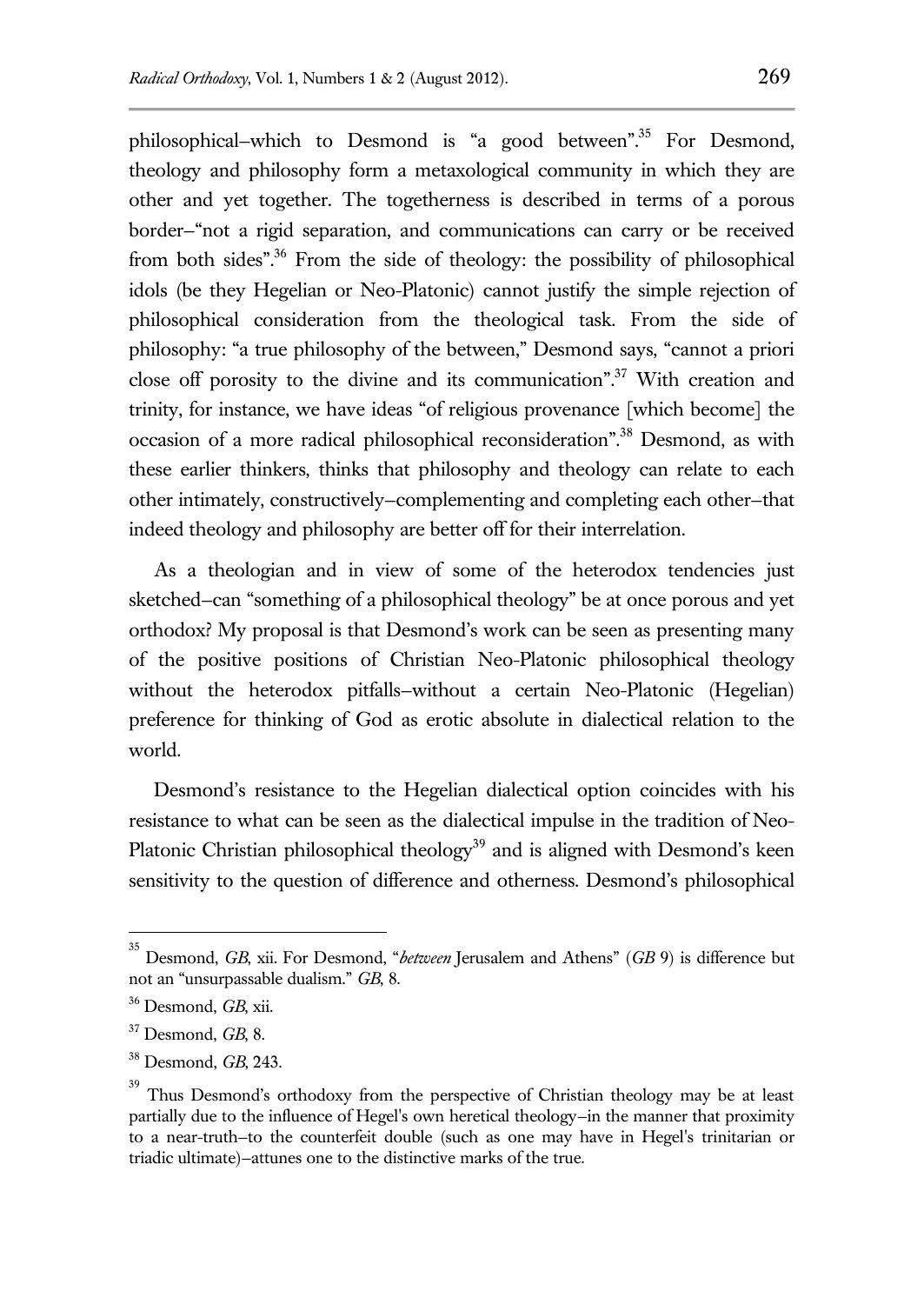philosophical–which to Desmond is "a good between".[35] For Desmond, theology and philosophy form a metaxological community in which they are other and yet together. The togetherness is described in terms of a porous border–"not a rigid separation, and communications can carry or be received from both sides".[36] From the side of theology: the possibility of philosophical idols (be they Hegelian or Neo-Platonic) cannot justify the simple rejection of philosophical consideration from the theological task. From the side of philosophy: "a true philosophy of the between," Desmond says, "cannot a priori close off porosity to the divine and its communication".[37] With creation and trinity, for instance, we have ideas "of religious provenance [which become] the occasion of a more radical philosophical reconsideration".[38] Desmond, as with these earlier thinkers, thinks that philosophy and theology can relate to each other intimately, constructively–complementing and completing each other–that indeed theology and philosophy are better off for their interrelation.

As a theologian and in view of some of the heterodox tendencies just sketched–can "something of a philosophical theology" be at once porous and yet orthodox? My proposal is that Desmond's work can be seen as presenting many of the positive positions of Christian Neo-Platonic philosophical theology without the heterodox pitfalls–without a certain Neo-Platonic (Hegelian) preference for thinking of God as erotic absolute in dialectical relation to the world.

Desmond's resistance to the Hegelian dialectical option coincides with his resistance to what can be seen as the dialectical impulse in the tradition of Neo-Platonic Christian philosophical theology[39] and is aligned with Desmond's keen sensitivity to the question of difference and otherness. Desmond's philosophical

---

[35] Desmond, *GB*, xii. For Desmond, "*between* Jerusalem and Athens" (*GB* 9) is difference but not an "unsurpassable dualism." *GB*, 8.

[36] Desmond, *GB*, xii.

[37] Desmond, *GB*, 8.

[38] Desmond, *GB*, 243.

[39] Thus Desmond's orthodoxy from the perspective of Christian theology may be at least partially due to the influence of Hegel's own heretical theology–in the manner that proximity to a near-truth–to the counterfeit double (such as one may have in Hegel's trinitarian or triadic ultimate)–attunes one to the distinctive marks of the true.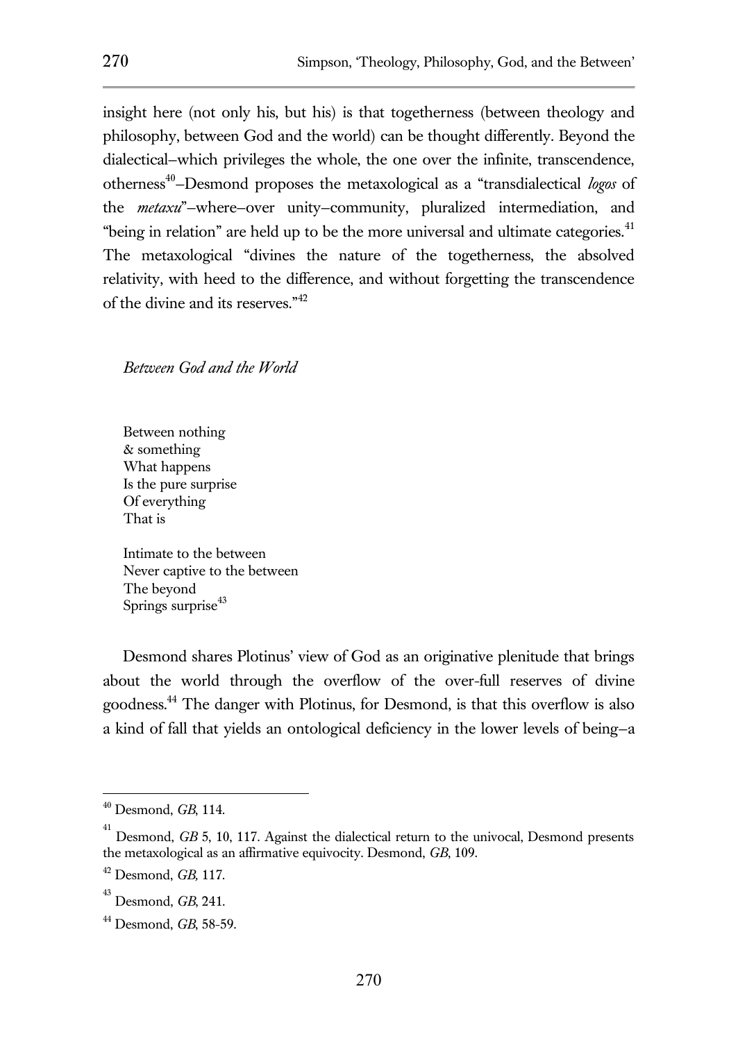insight here (not only his, but his) is that togetherness (between theology and philosophy, between God and the world) can be thought differently. Beyond the dialectical–which privileges the whole, the one over the infinite, transcendence, otherness[40]–Desmond proposes the metaxological as a "transdialectical *logos* of the *metaxu*"–where–over unity–community, pluralized intermediation, and "being in relation" are held up to be the more universal and ultimate categories.[41] The metaxological "divines the nature of the togetherness, the absolved relativity, with heed to the difference, and without forgetting the transcendence of the divine and its reserves."[42]

*Between God and the World*

Between nothing  
& something  
What happens  
Is the pure surprise  
Of everything  
That is

Intimate to the between  
Never captive to the between  
The beyond  
Springs surprise[43]

Desmond shares Plotinus' view of God as an originative plenitude that brings about the world through the overflow of the over-full reserves of divine goodness.[44] The danger with Plotinus, for Desmond, is that this overflow is also a kind of fall that yields an ontological deficiency in the lower levels of being–a

---

[40] Desmond, *GB*, 114.

[41] Desmond, *GB* 5, 10, 117. Against the dialectical return to the univocal, Desmond presents the metaxological as an affirmative equivocity. Desmond, *GB*, 109.

[42] Desmond, *GB,* 117.

[43] Desmond, *GB*, 241.

[44] Desmond, *GB*, 58-59.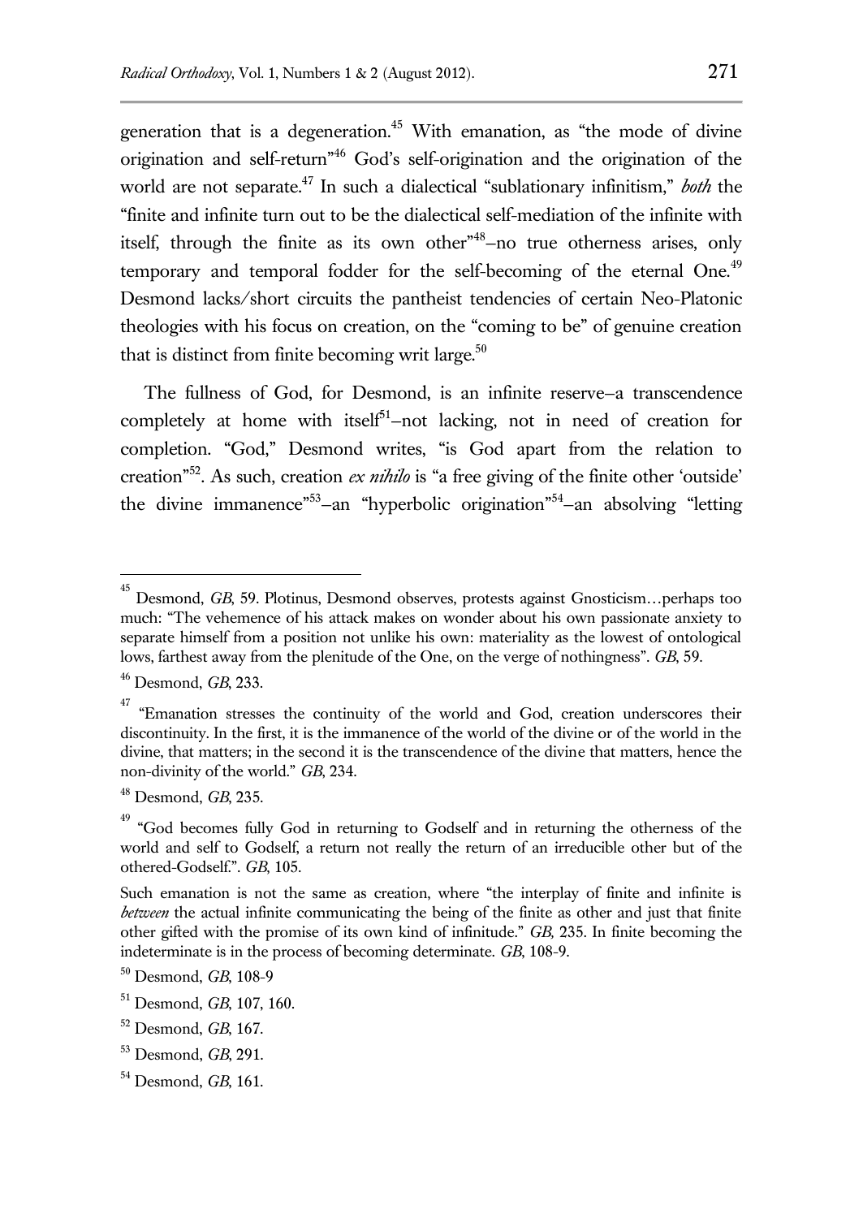generation that is a degeneration.[45] With emanation, as "the mode of divine origination and self-return"[46] God's self-origination and the origination of the world are not separate.[47] In such a dialectical "sublationary infinitism," *both* the "finite and infinite turn out to be the dialectical self-mediation of the infinite with itself, through the finite as its own other"[48]–no true otherness arises, only temporary and temporal fodder for the self-becoming of the eternal One.[49] Desmond lacks/short circuits the pantheist tendencies of certain Neo-Platonic theologies with his focus on creation, on the "coming to be" of genuine creation that is distinct from finite becoming writ large.[50]

The fullness of God, for Desmond, is an infinite reserve–a transcendence completely at home with itself[51]–not lacking, not in need of creation for completion. "God," Desmond writes, "is God apart from the relation to creation"[52]. As such, creation *ex nihilo* is "a free giving of the finite other 'outside' the divine immanence"[53]–an "hyperbolic origination"[54]–an absolving "letting

---

[45] Desmond, *GB*, 59. Plotinus, Desmond observes, protests against Gnosticism…perhaps too much: "The vehemence of his attack makes on wonder about his own passionate anxiety to separate himself from a position not unlike his own: materiality as the lowest of ontological lows, farthest away from the plenitude of the One, on the verge of nothingness". *GB*, 59.

[46] Desmond, *GB*, 233.

[47] "Emanation stresses the continuity of the world and God, creation underscores their discontinuity. In the first, it is the immanence of the world of the divine or of the world in the divine, that matters; in the second it is the transcendence of the divine that matters, hence the non-divinity of the world." *GB*, 234.

[48] Desmond, *GB*, 235.

[49] "God becomes fully God in returning to Godself and in returning the otherness of the world and self to Godself, a return not really the return of an irreducible other but of the othered-Godself.". *GB*, 105.

Such emanation is not the same as creation, where "the interplay of finite and infinite is *between* the actual infinite communicating the being of the finite as other and just that finite other gifted with the promise of its own kind of infinitude." *GB,* 235. In finite becoming the indeterminate is in the process of becoming determinate. *GB*, 108-9.

[50] Desmond, *GB*, 108-9

[51] Desmond, *GB*, 107, 160.

[52] Desmond, *GB*, 167.

[53] Desmond, *GB*, 291.

[54] Desmond, *GB*, 161.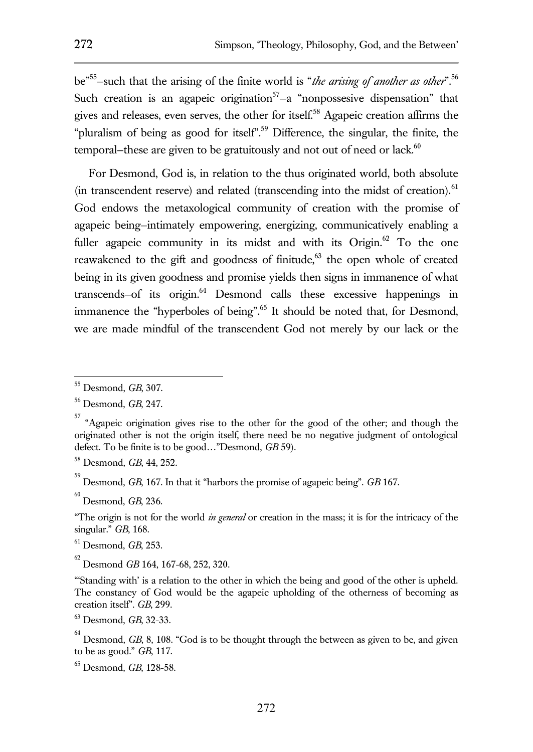be"[55]–such that the arising of the finite world is "*the arising of another as other*".[56] Such creation is an agapeic origination[57]–a "nonpossesive dispensation" that gives and releases, even serves, the other for itself.[58] Agapeic creation affirms the "pluralism of being as good for itself".[59] Difference, the singular, the finite, the temporal–these are given to be gratuitously and not out of need or lack.[60]

For Desmond, God is, in relation to the thus originated world, both absolute (in transcendent reserve) and related (transcending into the midst of creation).[61] God endows the metaxological community of creation with the promise of agapeic being–intimately empowering, energizing, communicatively enabling a fuller agapeic community in its midst and with its Origin.[62] To the one reawakened to the gift and goodness of finitude,[63] the open whole of created being in its given goodness and promise yields then signs in immanence of what transcends–of its origin.[64] Desmond calls these excessive happenings in immanence the "hyperboles of being".[65] It should be noted that, for Desmond, we are made mindful of the transcendent God not merely by our lack or the

---

[55] Desmond, *GB*, 307.

[56] Desmond, *GB*, 247.

[57] "Agapeic origination gives rise to the other for the good of the other; and though the originated other is not the origin itself, there need be no negative judgment of ontological defect. To be finite is to be good…"Desmond, *GB* 59).

[58] Desmond, *GB*, 44, 252.

[59] Desmond, *GB*, 167. In that it "harbors the promise of agapeic being". *GB* 167.

[60] Desmond, *GB*, 236.

"The origin is not for the world *in general* or creation in the mass; it is for the intricacy of the singular." *GB*, 168.

[61] Desmond, *GB*, 253.

[62] Desmond *GB* 164, 167-68, 252, 320.

"'Standing with' is a relation to the other in which the being and good of the other is upheld. The constancy of God would be the agapeic upholding of the otherness of becoming as creation itself". *GB*, 299.

[63] Desmond, *GB*, 32-33.

[64] Desmond, *GB*, 8, 108. "God is to be thought through the between as given to be, and given to be as good." *GB*, 117.

[65] Desmond, *GB*, 128-58.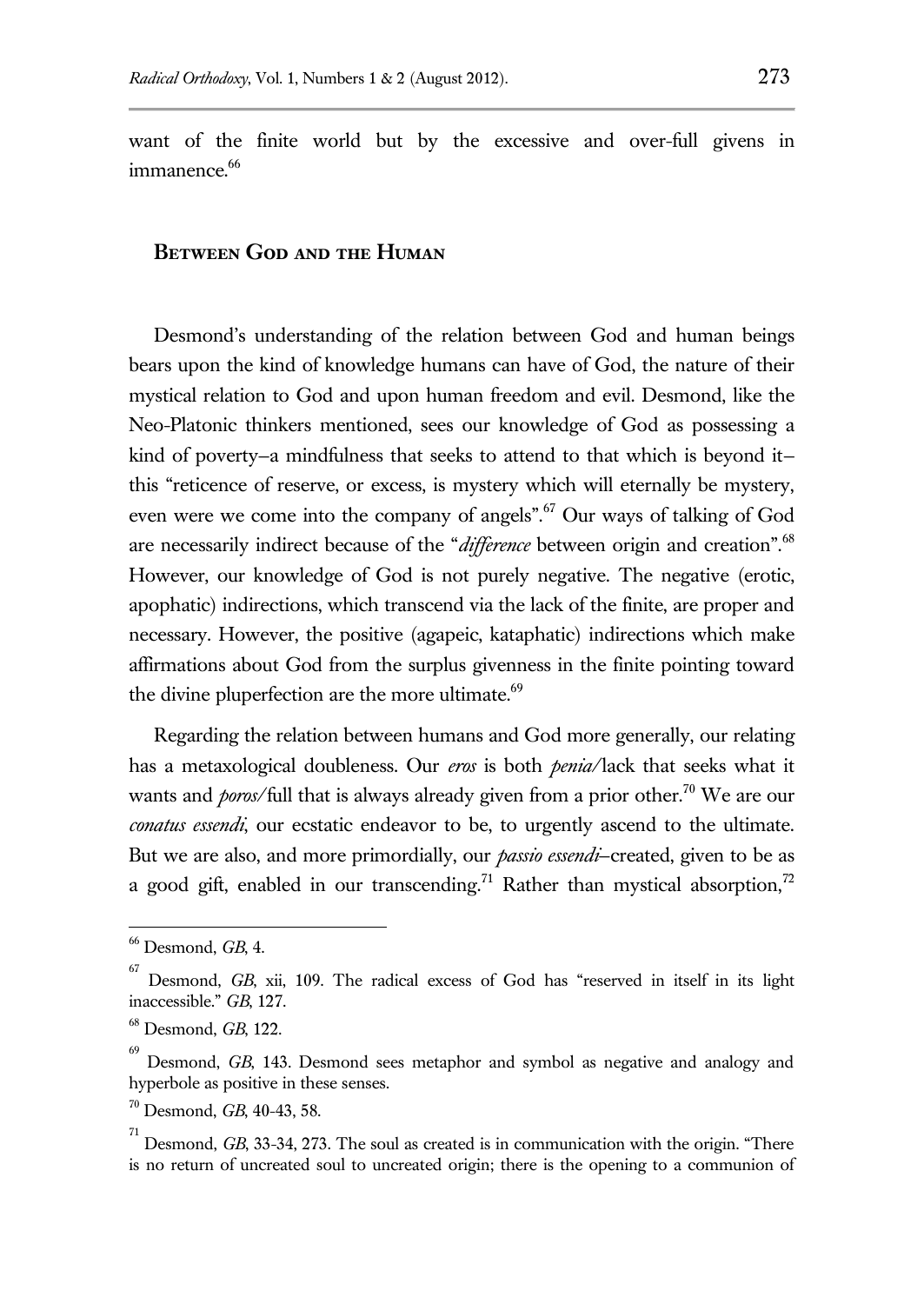want of the finite world but by the excessive and over-full givens in immanence.[66]

## Between God and the Human

Desmond's understanding of the relation between God and human beings bears upon the kind of knowledge humans can have of God, the nature of their mystical relation to God and upon human freedom and evil. Desmond, like the Neo-Platonic thinkers mentioned, sees our knowledge of God as possessing a kind of poverty–a mindfulness that seeks to attend to that which is beyond it–this "reticence of reserve, or excess, is mystery which will eternally be mystery, even were we come into the company of angels".[67] Our ways of talking of God are necessarily indirect because of the "*difference* between origin and creation".[68] However, our knowledge of God is not purely negative. The negative (erotic, apophatic) indirections, which transcend via the lack of the finite, are proper and necessary. However, the positive (agapeic, kataphatic) indirections which make affirmations about God from the surplus givenness in the finite pointing toward the divine pluperfection are the more ultimate.[69]

Regarding the relation between humans and God more generally, our relating has a metaxological doubleness. Our *eros* is both *penia/*lack that seeks what it wants and *poros/*full that is always already given from a prior other.[70] We are our *conatus essendi*, our ecstatic endeavor to be, to urgently ascend to the ultimate. But we are also, and more primordially, our *passio essendi*–created, given to be as a good gift, enabled in our transcending.[71] Rather than mystical absorption,[72]

---

[66] Desmond, *GB*, 4.

[67] Desmond, *GB*, xii, 109. The radical excess of God has "reserved in itself in its light inaccessible." *GB*, 127.

[68] Desmond, *GB*, 122.

[69] Desmond, *GB*, 143. Desmond sees metaphor and symbol as negative and analogy and hyperbole as positive in these senses.

[70] Desmond, *GB*, 40-43, 58.

[71] Desmond, *GB*, 33-34, 273. The soul as created is in communication with the origin. "There is no return of uncreated soul to uncreated origin; there is the opening to a communion of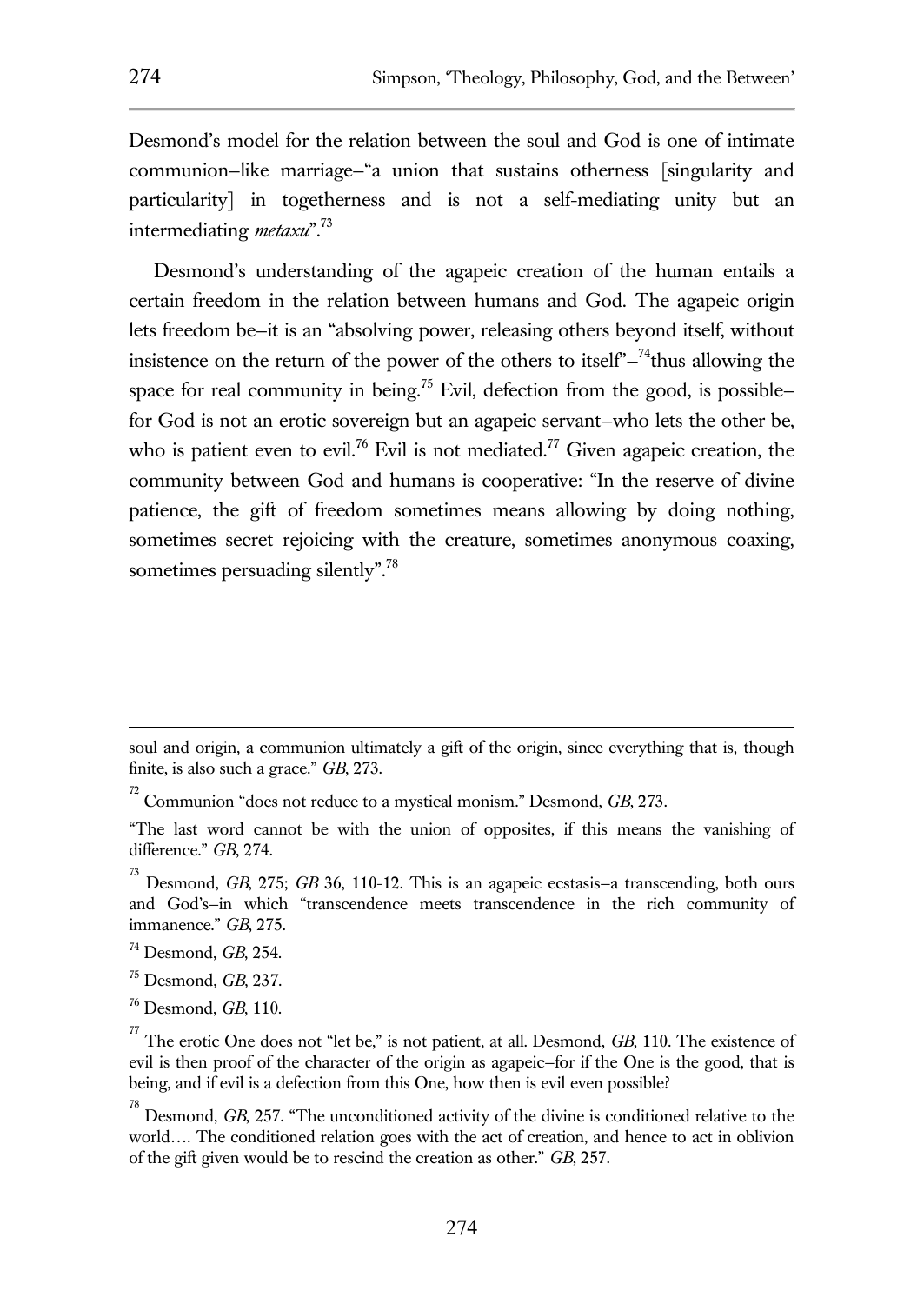Desmond's model for the relation between the soul and God is one of intimate communion—like marriage—"a union that sustains otherness [singularity and particularity] in togetherness and is not a self-mediating unity but an intermediating *metaxu*".[73]

Desmond's understanding of the agapeic creation of the human entails a certain freedom in the relation between humans and God. The agapeic origin lets freedom be—it is an "absolving power, releasing others beyond itself, without insistence on the return of the power of the others to itself"—[74]thus allowing the space for real community in being.[75] Evil, defection from the good, is possible—for God is not an erotic sovereign but an agapeic servant—who lets the other be, who is patient even to evil.[76] Evil is not mediated.[77] Given agapeic creation, the community between God and humans is cooperative: "In the reserve of divine patience, the gift of freedom sometimes means allowing by doing nothing, sometimes secret rejoicing with the creature, sometimes anonymous coaxing, sometimes persuading silently".[78]

---

soul and origin, a communion ultimately a gift of the origin, since everything that is, though finite, is also such a grace." *GB*, 273.

[72] Communion "does not reduce to a mystical monism." Desmond, *GB*, 273.

"The last word cannot be with the union of opposites, if this means the vanishing of difference." *GB*, 274.

[73] Desmond, *GB*, 275; *GB* 36, 110-12. This is an agapeic ecstasis—a transcending, both ours and God's—in which "transcendence meets transcendence in the rich community of immanence." *GB*, 275.

[74] Desmond, *GB*, 254.

[75] Desmond, *GB*, 237.

[76] Desmond, *GB*, 110.

[77] The erotic One does not "let be," is not patient, at all. Desmond, *GB*, 110. The existence of evil is then proof of the character of the origin as agapeic—for if the One is the good, that is being, and if evil is a defection from this One, how then is evil even possible?

[78] Desmond, *GB*, 257. "The unconditioned activity of the divine is conditioned relative to the world…. The conditioned relation goes with the act of creation, and hence to act in oblivion of the gift given would be to rescind the creation as other." *GB*, 257.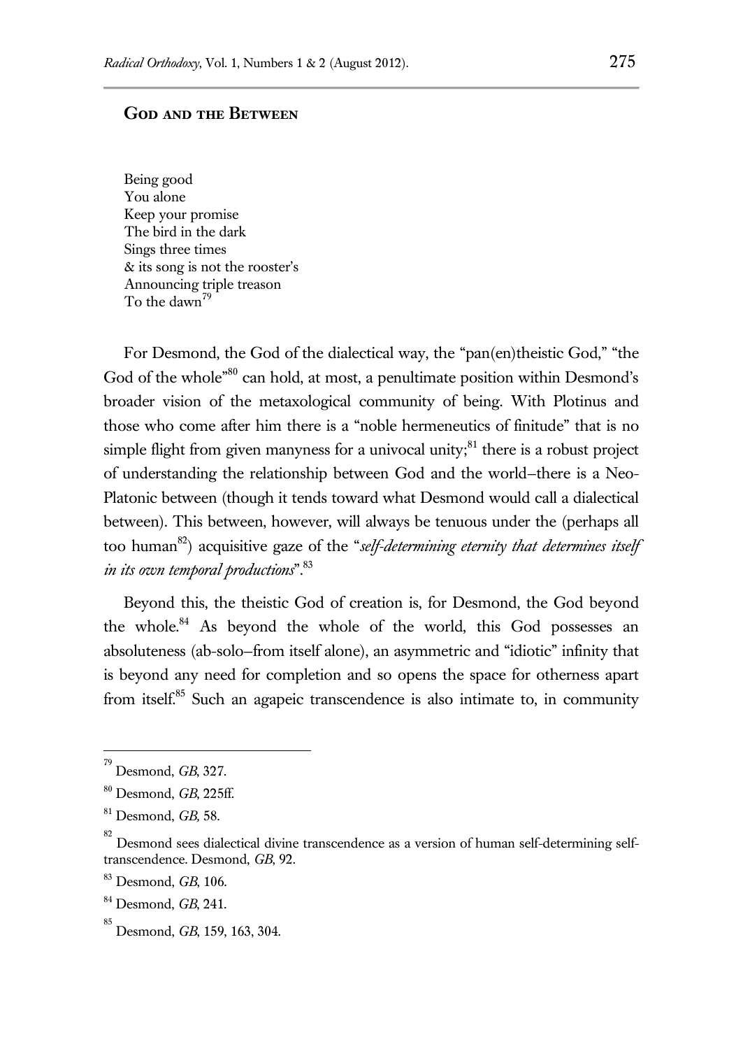## God and the Between

Being good
You alone
Keep your promise
The bird in the dark
Sings three times
& its song is not the rooster's
Announcing triple treason
To the dawn[79]

For Desmond, the God of the dialectical way, the "pan(en)theistic God," "the God of the whole"[80] can hold, at most, a penultimate position within Desmond's broader vision of the metaxological community of being. With Plotinus and those who come after him there is a "noble hermeneutics of finitude" that is no simple flight from given manyness for a univocal unity;[81] there is a robust project of understanding the relationship between God and the world–there is a Neo-Platonic between (though it tends toward what Desmond would call a dialectical between). This between, however, will always be tenuous under the (perhaps all too human[82]) acquisitive gaze of the "*self-determining eternity that determines itself in its own temporal productions*".[83]

Beyond this, the theistic God of creation is, for Desmond, the God beyond the whole.[84] As beyond the whole of the world, this God possesses an absoluteness (ab-solo–from itself alone), an asymmetric and "idiotic" infinity that is beyond any need for completion and so opens the space for otherness apart from itself.[85] Such an agapeic transcendence is also intimate to, in community

---

[79] Desmond, *GB*, 327.

[80] Desmond, *GB*, 225ff.

[81] Desmond, *GB,* 58.

[82] Desmond sees dialectical divine transcendence as a version of human self-determining self-transcendence. Desmond, *GB*, 92.

[83] Desmond, *GB*, 106.

[84] Desmond, *GB*, 241.

[85] Desmond, *GB*, 159, 163, 304.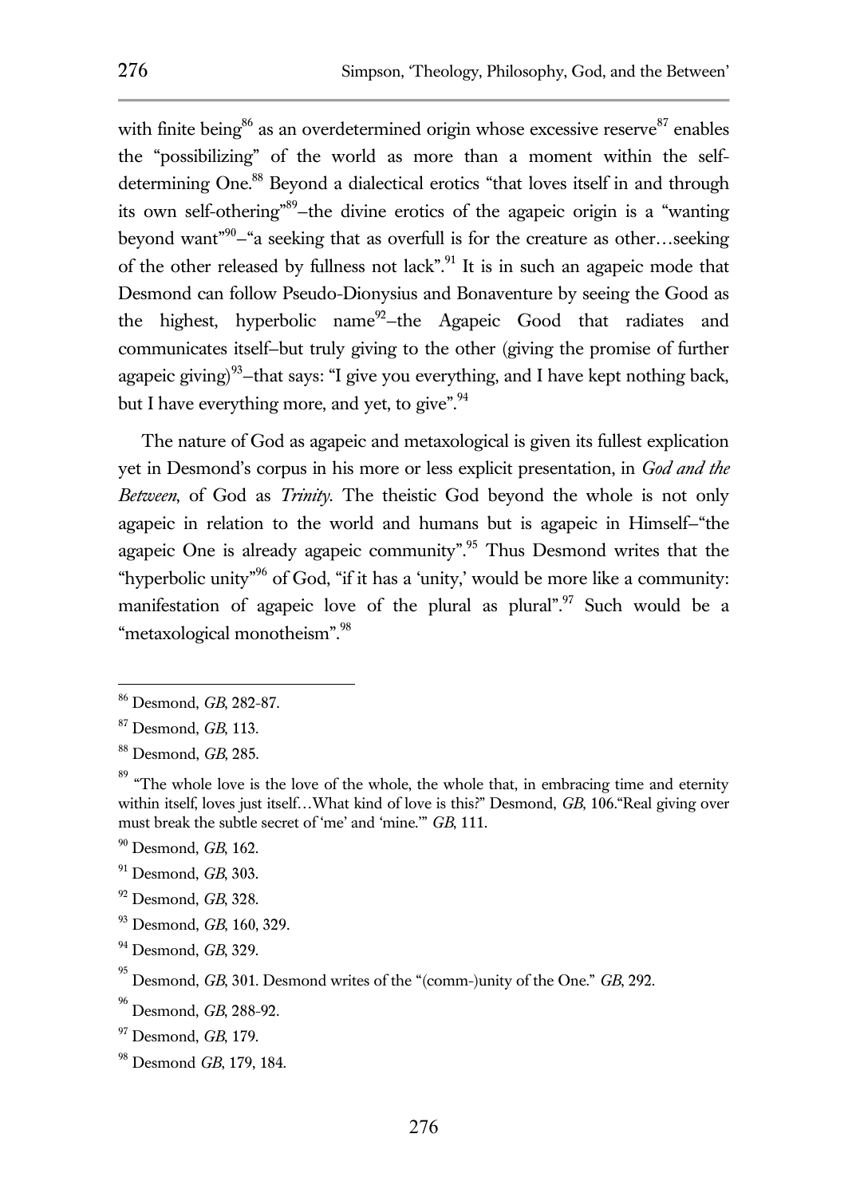with finite being[86] as an overdetermined origin whose excessive reserve[87] enables the "possibilizing" of the world as more than a moment within the self-determining One.[88] Beyond a dialectical erotics "that loves itself in and through its own self-othering"[89]–the divine erotics of the agapeic origin is a "wanting beyond want"[90]–"a seeking that as overfull is for the creature as other…seeking of the other released by fullness not lack".[91] It is in such an agapeic mode that Desmond can follow Pseudo-Dionysius and Bonaventure by seeing the Good as the highest, hyperbolic name[92]–the Agapeic Good that radiates and communicates itself–but truly giving to the other (giving the promise of further agapeic giving)[93]–that says: "I give you everything, and I have kept nothing back, but I have everything more, and yet, to give".[94]

The nature of God as agapeic and metaxological is given its fullest explication yet in Desmond's corpus in his more or less explicit presentation, in *God and the Between*, of God as *Trinity*. The theistic God beyond the whole is not only agapeic in relation to the world and humans but is agapeic in Himself–"the agapeic One is already agapeic community".[95] Thus Desmond writes that the "hyperbolic unity"[96] of God, "if it has a 'unity,' would be more like a community: manifestation of agapeic love of the plural as plural".[97] Such would be a "metaxological monotheism".[98]

---

[86] Desmond, *GB*, 282-87.

[87] Desmond, *GB*, 113.

[88] Desmond, *GB*, 285.

[89] "The whole love is the love of the whole, the whole that, in embracing time and eternity within itself, loves just itself…What kind of love is this?" Desmond, *GB*, 106."Real giving over must break the subtle secret of 'me' and 'mine.'" *GB*, 111.

[90] Desmond, *GB*, 162.

[91] Desmond, *GB*, 303.

[92] Desmond, *GB*, 328.

[93] Desmond, *GB*, 160, 329.

[94] Desmond, *GB*, 329.

[95] Desmond, *GB*, 301. Desmond writes of the "(comm-)unity of the One." *GB*, 292.

[96] Desmond, *GB*, 288-92.

[97] Desmond, *GB*, 179.

[98] Desmond *GB*, 179, 184.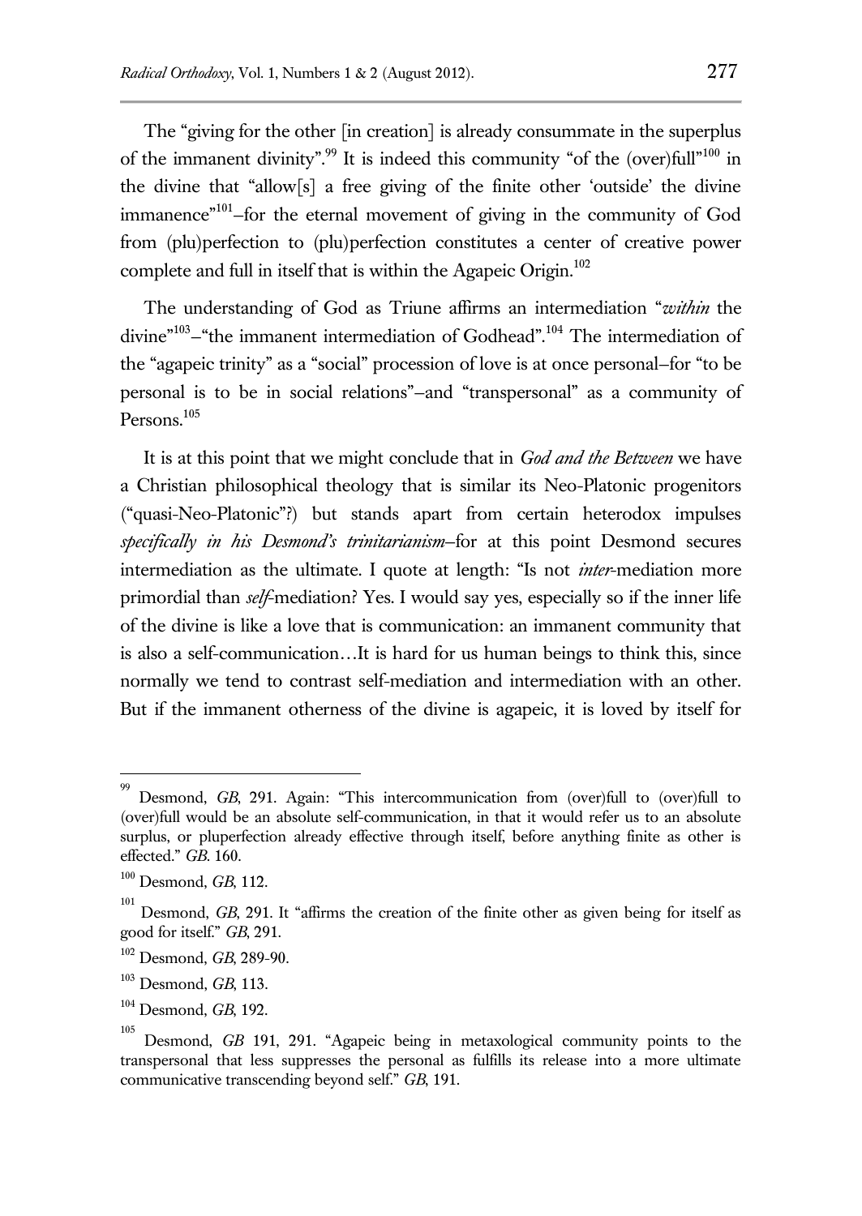The "giving for the other [in creation] is already consummate in the superplus of the immanent divinity".[99] It is indeed this community "of the (over)full"[100] in the divine that "allow[s] a free giving of the finite other 'outside' the divine immanence"[101]–for the eternal movement of giving in the community of God from (plu)perfection to (plu)perfection constitutes a center of creative power complete and full in itself that is within the Agapeic Origin.[102]

The understanding of God as Triune affirms an intermediation "*within* the divine"[103]–"the immanent intermediation of Godhead".[104] The intermediation of the "agapeic trinity" as a "social" procession of love is at once personal–for "to be personal is to be in social relations"–and "transpersonal" as a community of Persons.[105]

It is at this point that we might conclude that in *God and the Between* we have a Christian philosophical theology that is similar its Neo-Platonic progenitors ("quasi-Neo-Platonic"?) but stands apart from certain heterodox impulses *specifically in his Desmond's trinitarianism*–for at this point Desmond secures intermediation as the ultimate. I quote at length: "Is not *inter*-mediation more primordial than *self*-mediation? Yes. I would say yes, especially so if the inner life of the divine is like a love that is communication: an immanent community that is also a self-communication…It is hard for us human beings to think this, since normally we tend to contrast self-mediation and intermediation with an other. But if the immanent otherness of the divine is agapeic, it is loved by itself for

---

[99] Desmond, *GB*, 291. Again: "This intercommunication from (over)full to (over)full to (over)full would be an absolute self-communication, in that it would refer us to an absolute surplus, or pluperfection already effective through itself, before anything finite as other is effected." *GB*. 160.

[100] Desmond, *GB*, 112.

[101] Desmond, *GB*, 291. It "affirms the creation of the finite other as given being for itself as good for itself." *GB*, 291.

[102] Desmond, *GB*, 289-90.

[103] Desmond, *GB*, 113.

[104] Desmond, *GB*, 192.

[105] Desmond, *GB* 191, 291. "Agapeic being in metaxological community points to the transpersonal that less suppresses the personal as fulfills its release into a more ultimate communicative transcending beyond self." *GB*, 191.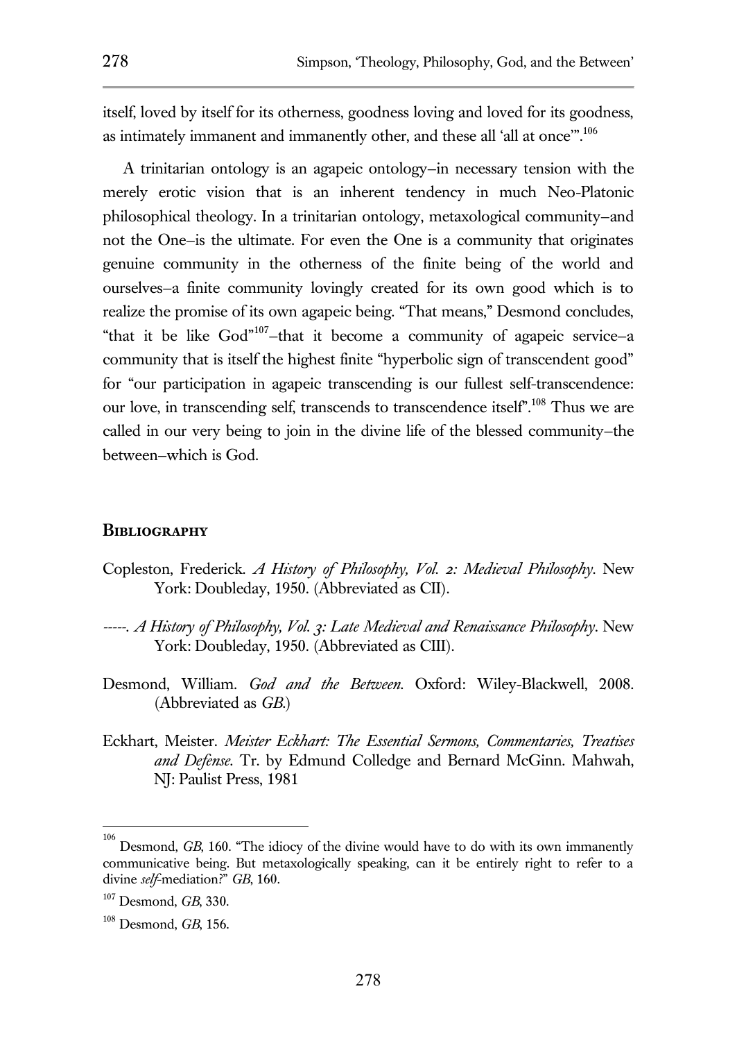itself, loved by itself for its otherness, goodness loving and loved for its goodness, as intimately immanent and immanently other, and these all 'all at once'".[106]

A trinitarian ontology is an agapeic ontology—in necessary tension with the merely erotic vision that is an inherent tendency in much Neo-Platonic philosophical theology. In a trinitarian ontology, metaxological community—and not the One—is the ultimate. For even the One is a community that originates genuine community in the otherness of the finite being of the world and ourselves—a finite community lovingly created for its own good which is to realize the promise of its own agapeic being. "That means," Desmond concludes, "that it be like God"[107]—that it become a community of agapeic service—a community that is itself the highest finite "hyperbolic sign of transcendent good" for "our participation in agapeic transcending is our fullest self-transcendence: our love, in transcending self, transcends to transcendence itself".[108] Thus we are called in our very being to join in the divine life of the blessed community—the between—which is God.

## Bibliography

Copleston, Frederick. *A History of Philosophy, Vol. 2: Medieval Philosophy*. New York: Doubleday, 1950. (Abbreviated as CII).

-----. *A History of Philosophy, Vol. 3: Late Medieval and Renaissance Philosophy*. New York: Doubleday, 1950. (Abbreviated as CIII).

Desmond, William. *God and the Between.* Oxford: Wiley-Blackwell, 2008. (Abbreviated as *GB*.)

Eckhart, Meister. *Meister Eckhart: The Essential Sermons, Commentaries, Treatises and Defense.* Tr. by Edmund Colledge and Bernard McGinn. Mahwah, NJ: Paulist Press, 1981

---

[106] Desmond, *GB*, 160. "The idiocy of the divine would have to do with its own immanently communicative being. But metaxologically speaking, can it be entirely right to refer to a divine *self*-mediation?" *GB*, 160.

[107] Desmond, *GB*, 330.

[108] Desmond, *GB*, 156.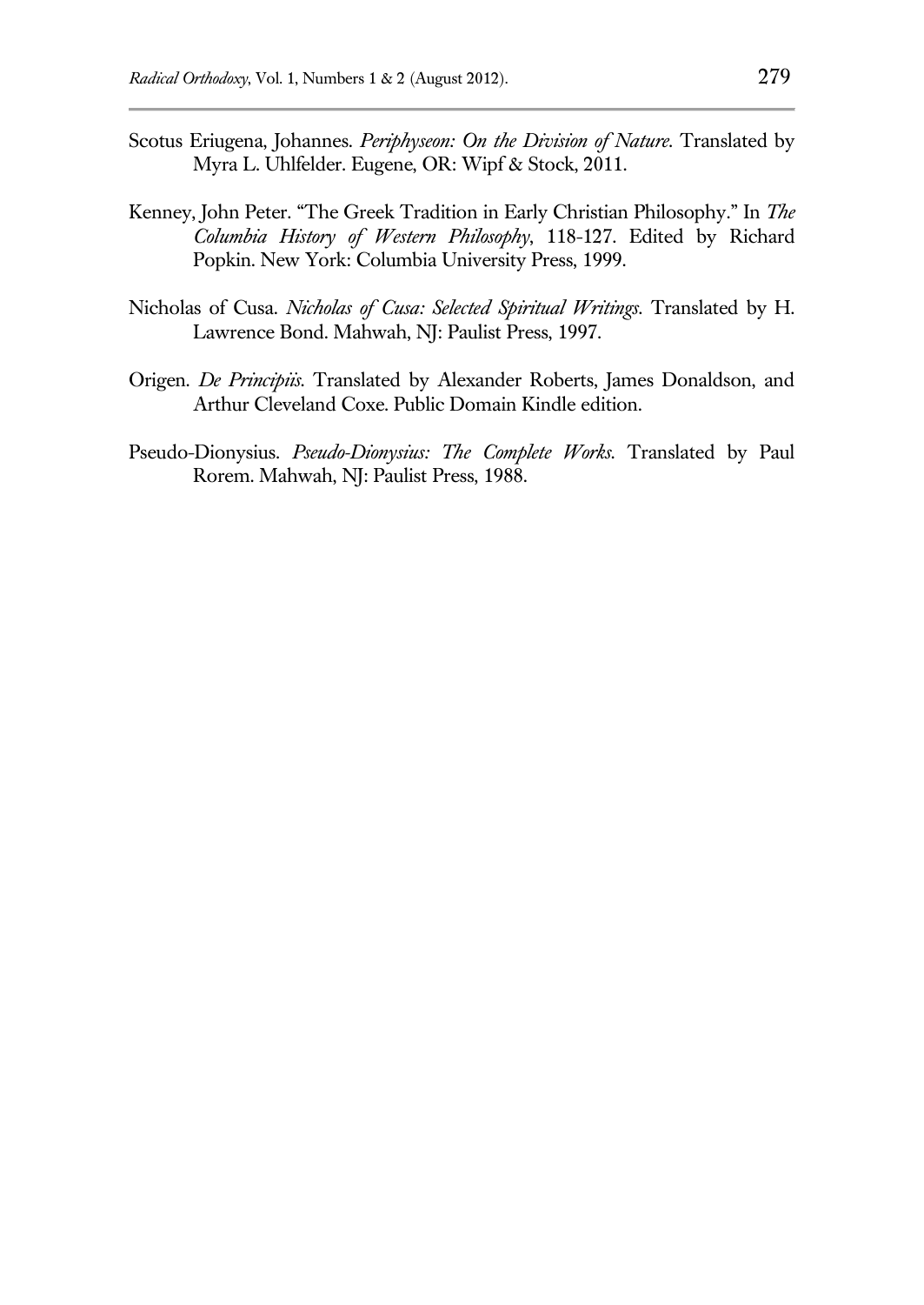Scotus Eriugena, Johannes. *Periphyseon: On the Division of Nature*. Translated by Myra L. Uhlfelder. Eugene, OR: Wipf & Stock, 2011.

Kenney, John Peter. "The Greek Tradition in Early Christian Philosophy." In *The Columbia History of Western Philosophy*, 118-127. Edited by Richard Popkin. New York: Columbia University Press, 1999.

Nicholas of Cusa. *Nicholas of Cusa: Selected Spiritual Writings*. Translated by H. Lawrence Bond. Mahwah, NJ: Paulist Press, 1997.

Origen. *De Principiis*. Translated by Alexander Roberts, James Donaldson, and Arthur Cleveland Coxe. Public Domain Kindle edition.

Pseudo-Dionysius. *Pseudo-Dionysius: The Complete Works*. Translated by Paul Rorem. Mahwah, NJ: Paulist Press, 1988.